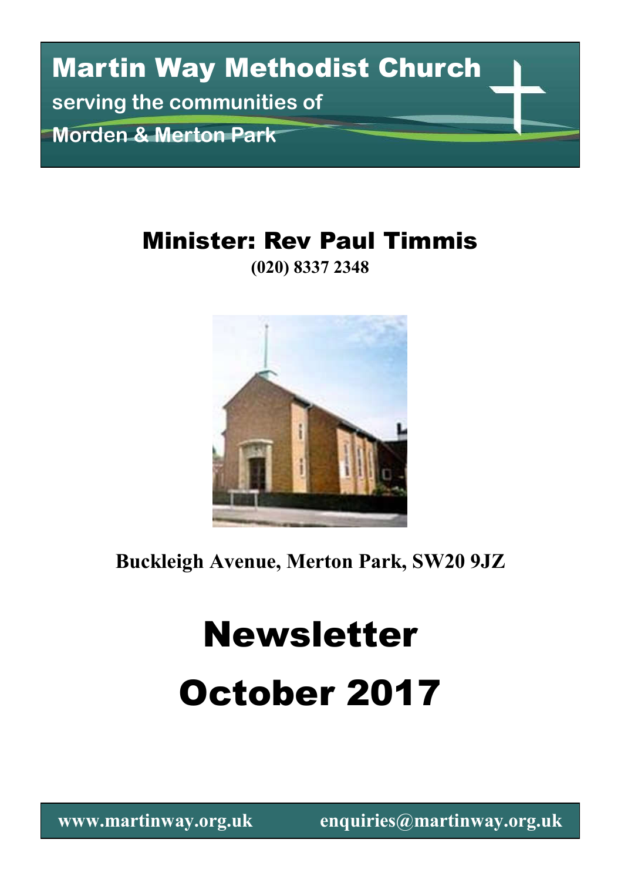# Martin Way Methodist Church

**serving the communities of**

**Morden & Merton Park**

## Minister: Rev Paul Timmis

**(020) 8337 2348**

**Buckleigh Avenue, Merton Park, SW20 9JZ**

# Newsletter

# October 2017

**www.martinway.org.uk** **enquiries@martinway.org.uk**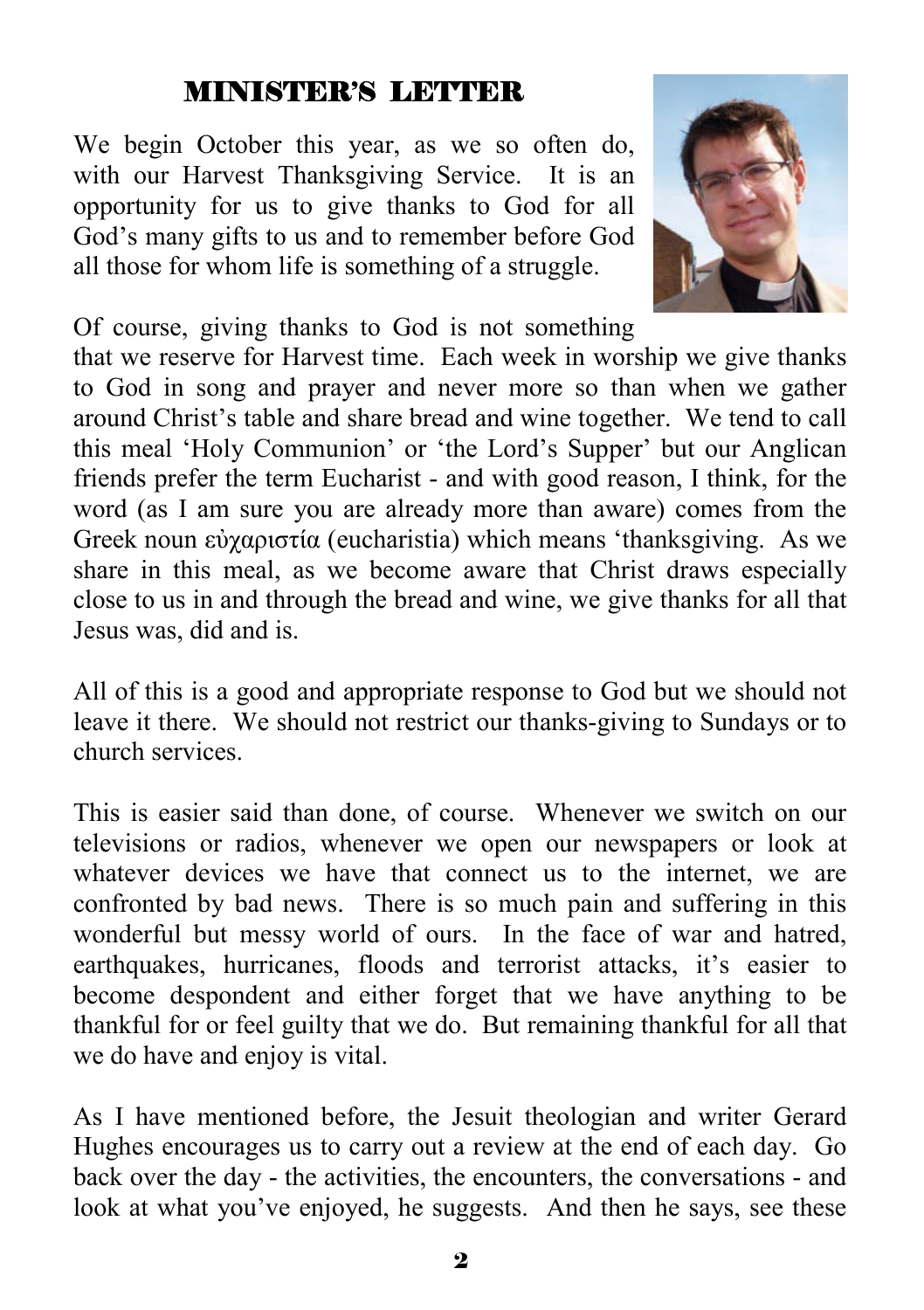# MINISTER'S LETTER

We begin October this year, as we so often do, with our Harvest Thanksgiving Service. It is an opportunity for us to give thanks to God for all God's many gifts to us and to remember before God all those for whom life is something of a struggle.

Of course, giving thanks to God is not something that we reserve for Harvest time. Each week in worship we give thanks to God in song and prayer and never more so than when we gather around Christ's table and share bread and wine together. We tend to call this meal 'Holy Communion' or 'the Lord's Supper' but our Anglican friends prefer the term Eucharist - and with good reason, I think, for the word (as I am sure you are already more than aware) comes from the Greek noun εὐχαριστία (eucharistia) which means 'thanksgiving. As we share in this meal, as we become aware that Christ draws especially close to us in and through the bread and wine, we give thanks for all that Jesus was, did and is.

All of this is a good and appropriate response to God but we should not leave it there. We should not restrict our thanks-giving to Sundays or to church services.

This is easier said than done, of course. Whenever we switch on our televisions or radios, whenever we open our newspapers or look at whatever devices we have that connect us to the internet, we are confronted by bad news. There is so much pain and suffering in this wonderful but messy world of ours. In the face of war and hatred, earthquakes, hurricanes, floods and terrorist attacks, it's easier to become despondent and either forget that we have anything to be thankful for or feel guilty that we do. But remaining thankful for all that we do have and enjoy is vital.

As I have mentioned before, the Jesuit theologian and writer Gerard Hughes encourages us to carry out a review at the end of each day. Go back over the day - the activities, the encounters, the conversations - and look at what you've enjoyed, he suggests. And then he says, see these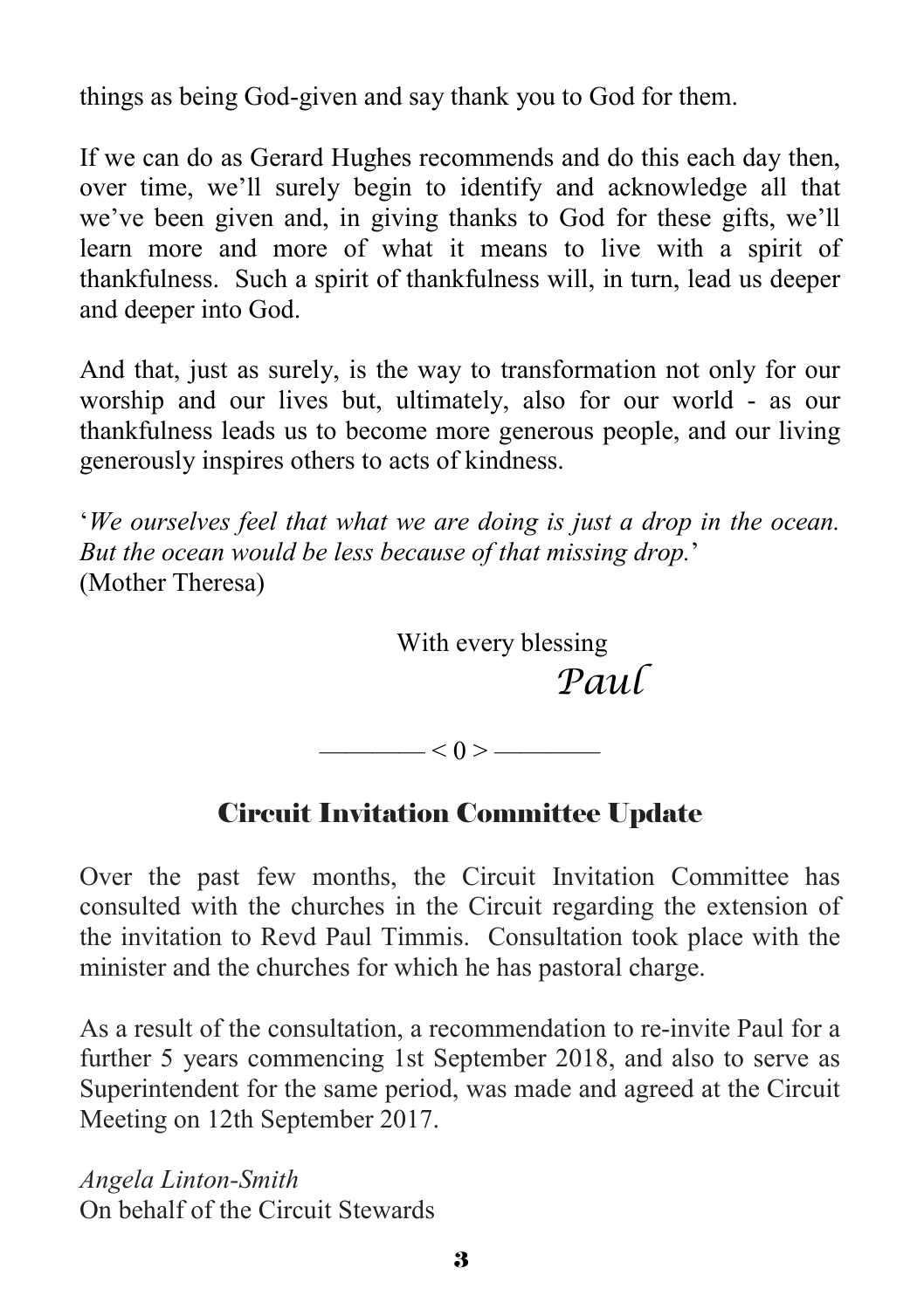things as being God-given and say thank you to God for them.

If we can do as Gerard Hughes recommends and do this each day then, over time, we'll surely begin to identify and acknowledge all that we've been given and, in giving thanks to God for these gifts, we'll learn more and more of what it means to live with a spirit of thankfulness. Such a spirit of thankfulness will, in turn, lead us deeper and deeper into God.

And that, just as surely, is the way to transformation not only for our worship and our lives but, ultimately, also for our world - as our thankfulness leads us to become more generous people, and our living generously inspires others to acts of kindness.

'*We ourselves feel that what we are doing is just a drop in the ocean. But the ocean would be less because of that missing drop.*'
(Mother Theresa)

With every blessing

*Paul*

———— < 0 > ————

## Circuit Invitation Committee Update

Over the past few months, the Circuit Invitation Committee has consulted with the churches in the Circuit regarding the extension of the invitation to Revd Paul Timmis. Consultation took place with the minister and the churches for which he has pastoral charge.

As a result of the consultation, a recommendation to re-invite Paul for a further 5 years commencing 1st September 2018, and also to serve as Superintendent for the same period, was made and agreed at the Circuit Meeting on 12th September 2017.

*Angela Linton-Smith*
On behalf of the Circuit Stewards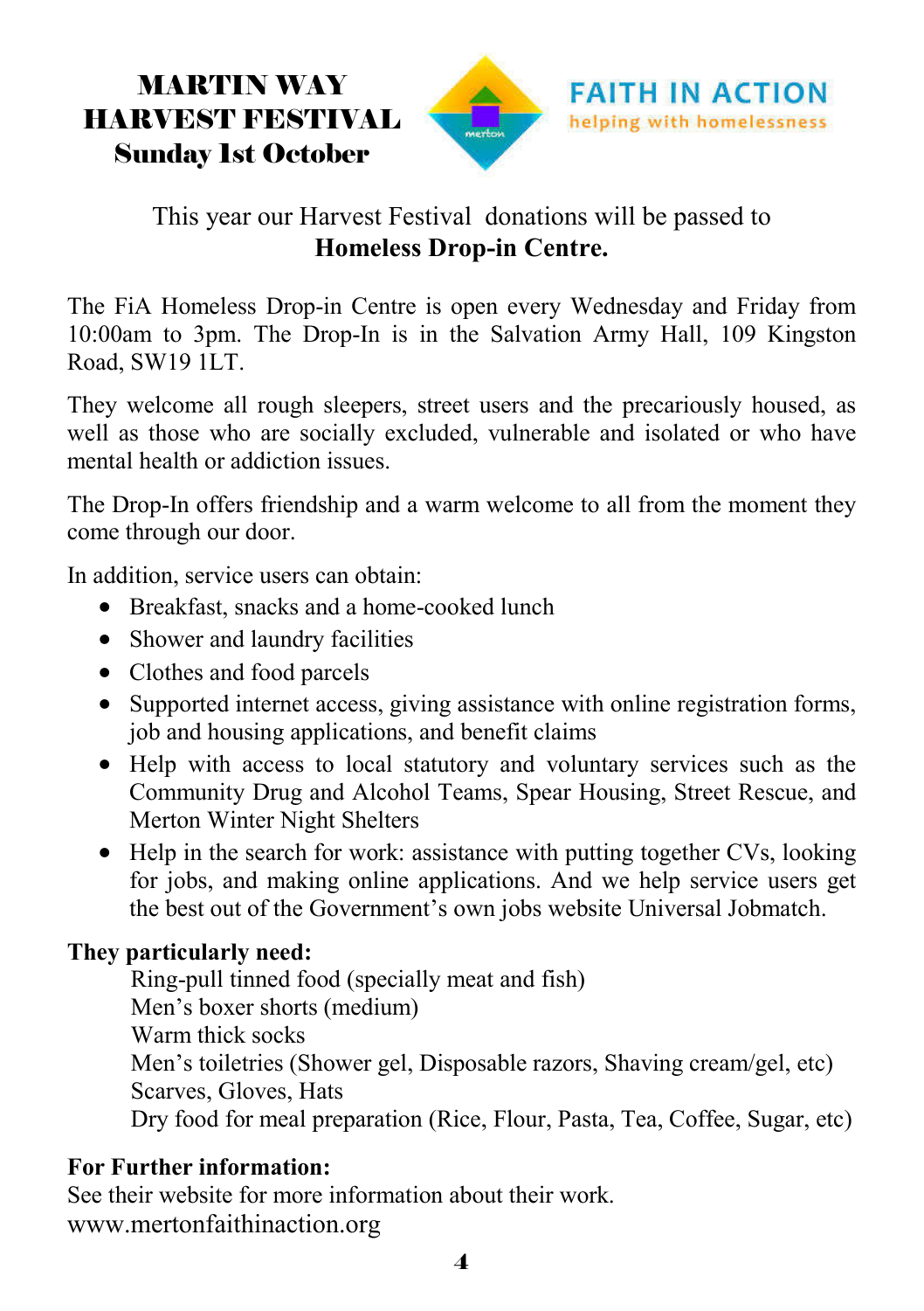# MARTIN WAY HARVEST FESTIVAL
## Sunday 1st October

**FAITH IN ACTION**
helping with homelessness

This year our Harvest Festival donations will be passed to
**Homeless Drop-in Centre.**

The FiA Homeless Drop-in Centre is open every Wednesday and Friday from 10:00am to 3pm. The Drop-In is in the Salvation Army Hall, 109 Kingston Road, SW19 1LT.

They welcome all rough sleepers, street users and the precariously housed, as well as those who are socially excluded, vulnerable and isolated or who have mental health or addiction issues.

The Drop-In offers friendship and a warm welcome to all from the moment they come through our door.

In addition, service users can obtain:

- Breakfast, snacks and a home-cooked lunch
- Shower and laundry facilities
- Clothes and food parcels
- Supported internet access, giving assistance with online registration forms, job and housing applications, and benefit claims
- Help with access to local statutory and voluntary services such as the Community Drug and Alcohol Teams, Spear Housing, Street Rescue, and Merton Winter Night Shelters
- Help in the search for work: assistance with putting together CVs, looking for jobs, and making online applications. And we help service users get the best out of the Government's own jobs website Universal Jobmatch.

**They particularly need:**

Ring-pull tinned food (specially meat and fish)
Men's boxer shorts (medium)
Warm thick socks
Men's toiletries (Shower gel, Disposable razors, Shaving cream/gel, etc)
Scarves, Gloves, Hats
Dry food for meal preparation (Rice, Flour, Pasta, Tea, Coffee, Sugar, etc)

**For Further information:**
See their website for more information about their work.
www.mertonfaithinaction.org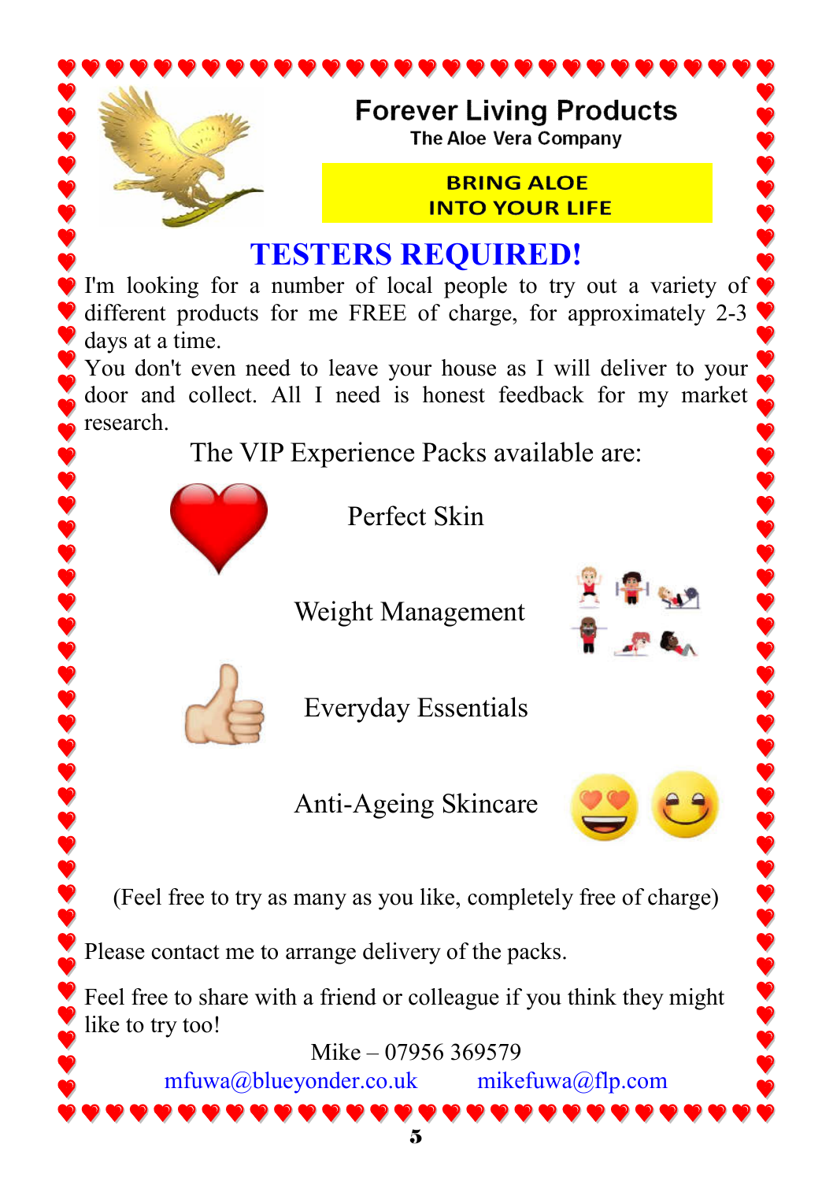# Forever Living Products

The Aloe Vera Company

**BRING ALOE INTO YOUR LIFE**

## TESTERS REQUIRED!

I'm looking for a number of local people to try out a variety of different products for me FREE of charge, for approximately 2-3 days at a time.

You don't even need to leave your house as I will deliver to your door and collect. All I need is honest feedback for my market research.

The VIP Experience Packs available are:

- Perfect Skin
- Weight Management
- Everyday Essentials
- Anti-Ageing Skincare

(Feel free to try as many as you like, completely free of charge)

Please contact me to arrange delivery of the packs.

Feel free to share with a friend or colleague if you think they might like to try too!

Mike – 07956 369579

mfuwa@blueyonder.co.uk    mikefuwa@flp.com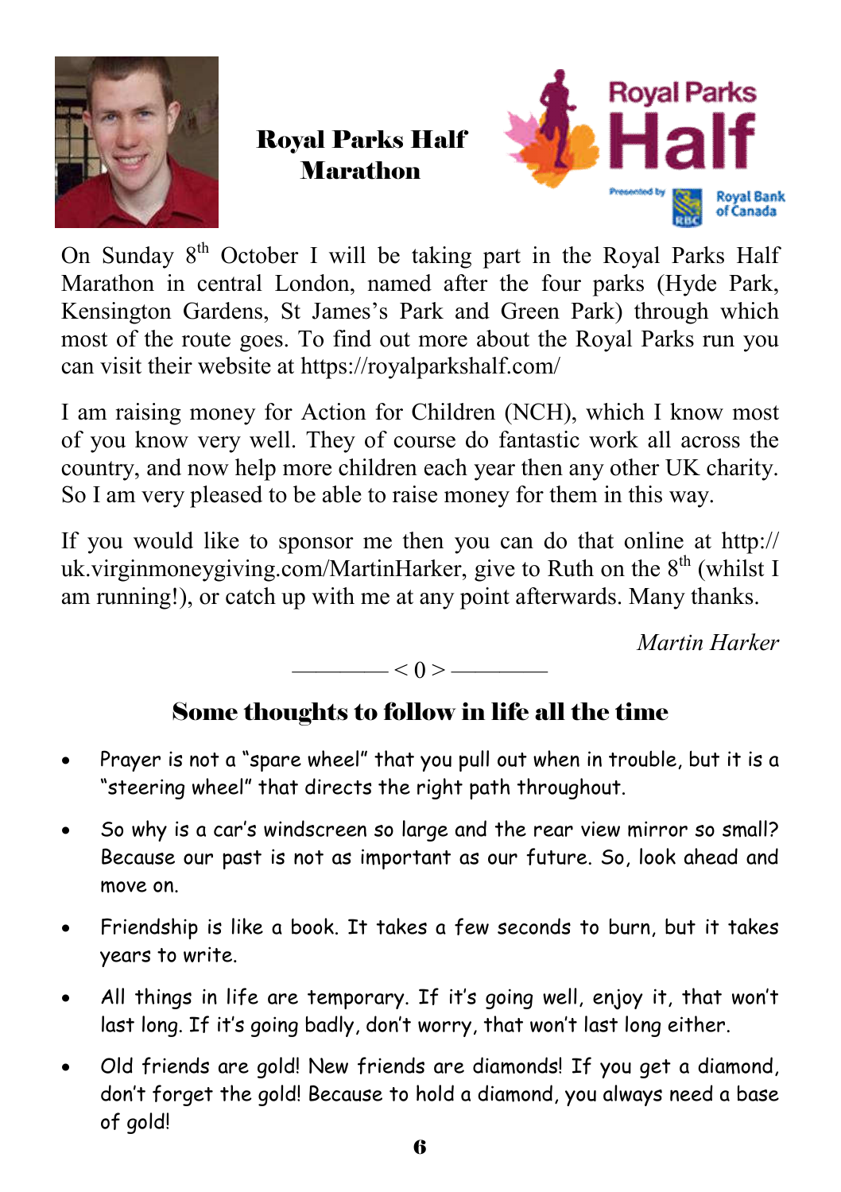## Royal Parks Half Marathon

On Sunday 8th October I will be taking part in the Royal Parks Half Marathon in central London, named after the four parks (Hyde Park, Kensington Gardens, St James's Park and Green Park) through which most of the route goes. To find out more about the Royal Parks run you can visit their website at https://royalparkshalf.com/

I am raising money for Action for Children (NCH), which I know most of you know very well. They of course do fantastic work all across the country, and now help more children each year then any other UK charity. So I am very pleased to be able to raise money for them in this way.

If you would like to sponsor me then you can do that online at http://uk.virginmoneygiving.com/MartinHarker, give to Ruth on the 8th (whilst I am running!), or catch up with me at any point afterwards. Many thanks.

*Martin Harker*

———— < 0 > ————

## Some thoughts to follow in life all the time

- Prayer is not a "spare wheel" that you pull out when in trouble, but it is a "steering wheel" that directs the right path throughout.
- So why is a car's windscreen so large and the rear view mirror so small? Because our past is not as important as our future. So, look ahead and move on.
- Friendship is like a book. It takes a few seconds to burn, but it takes years to write.
- All things in life are temporary. If it's going well, enjoy it, that won't last long. If it's going badly, don't worry, that won't last long either.
- Old friends are gold! New friends are diamonds! If you get a diamond, don't forget the gold! Because to hold a diamond, you always need a base of gold!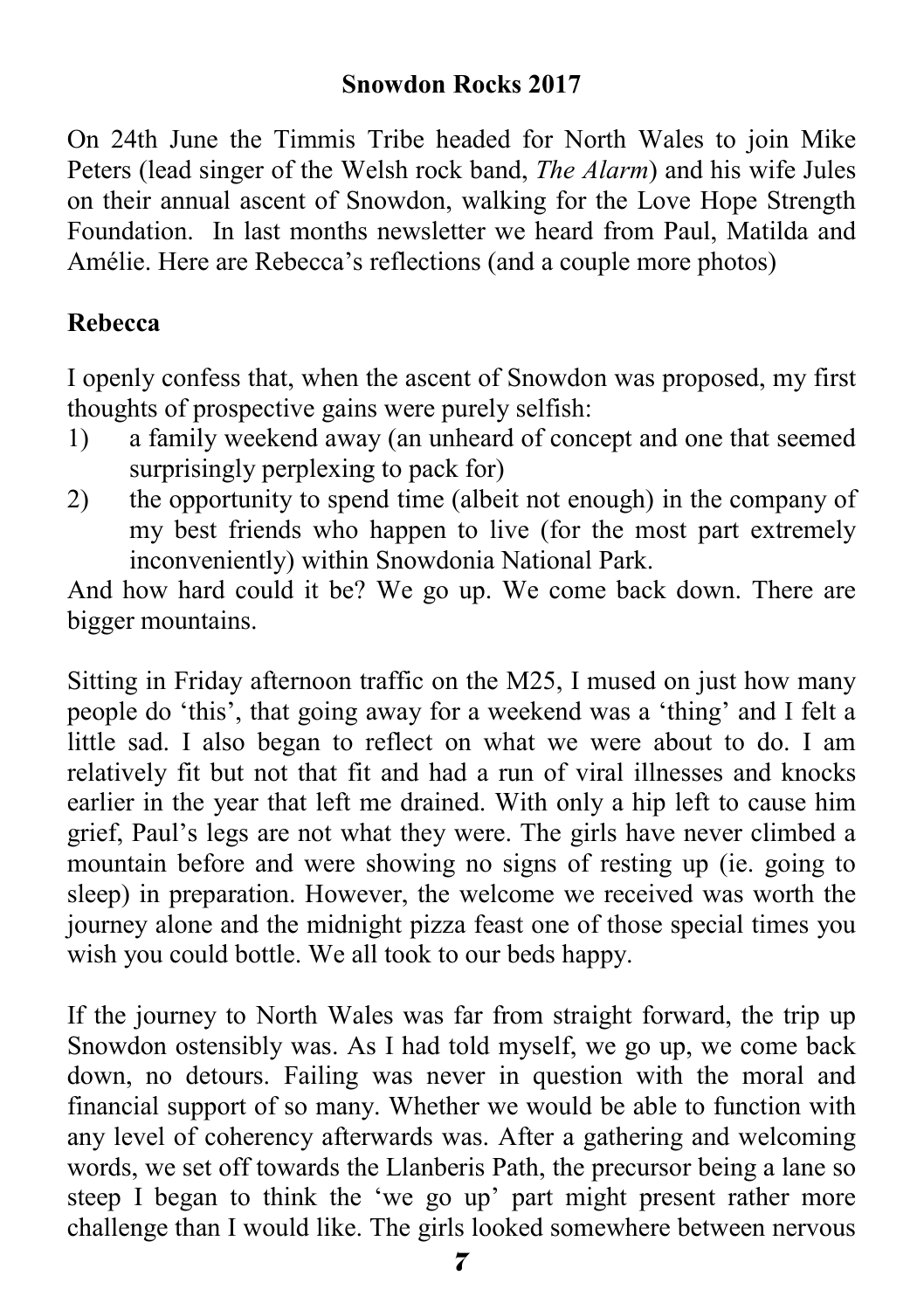## Snowdon Rocks 2017

On 24th June the Timmis Tribe headed for North Wales to join Mike Peters (lead singer of the Welsh rock band, *The Alarm*) and his wife Jules on their annual ascent of Snowdon, walking for the Love Hope Strength Foundation. In last months newsletter we heard from Paul, Matilda and Amélie. Here are Rebecca's reflections (and a couple more photos)

### Rebecca

I openly confess that, when the ascent of Snowdon was proposed, my first thoughts of prospective gains were purely selfish:

1) a family weekend away (an unheard of concept and one that seemed surprisingly perplexing to pack for)
2) the opportunity to spend time (albeit not enough) in the company of my best friends who happen to live (for the most part extremely inconveniently) within Snowdonia National Park.

And how hard could it be? We go up. We come back down. There are bigger mountains.

Sitting in Friday afternoon traffic on the M25, I mused on just how many people do 'this', that going away for a weekend was a 'thing' and I felt a little sad. I also began to reflect on what we were about to do. I am relatively fit but not that fit and had a run of viral illnesses and knocks earlier in the year that left me drained. With only a hip left to cause him grief, Paul's legs are not what they were. The girls have never climbed a mountain before and were showing no signs of resting up (ie. going to sleep) in preparation. However, the welcome we received was worth the journey alone and the midnight pizza feast one of those special times you wish you could bottle. We all took to our beds happy.

If the journey to North Wales was far from straight forward, the trip up Snowdon ostensibly was. As I had told myself, we go up, we come back down, no detours. Failing was never in question with the moral and financial support of so many. Whether we would be able to function with any level of coherency afterwards was. After a gathering and welcoming words, we set off towards the Llanberis Path, the precursor being a lane so steep I began to think the 'we go up' part might present rather more challenge than I would like. The girls looked somewhere between nervous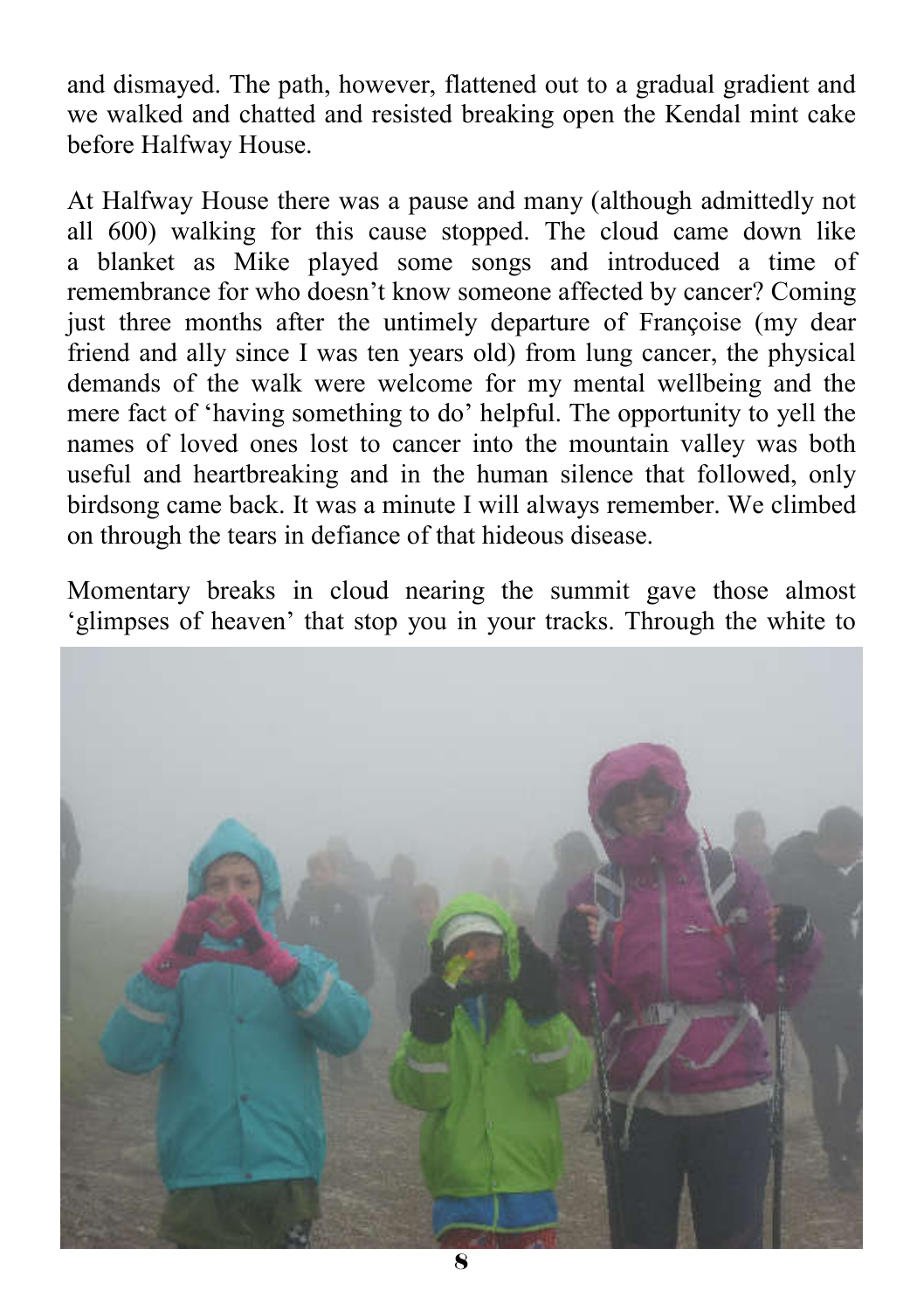and dismayed. The path, however, flattened out to a gradual gradient and we walked and chatted and resisted breaking open the Kendal mint cake before Halfway House.

At Halfway House there was a pause and many (although admittedly not all 600) walking for this cause stopped. The cloud came down like a blanket as Mike played some songs and introduced a time of remembrance for who doesn't know someone affected by cancer? Coming just three months after the untimely departure of Françoise (my dear friend and ally since I was ten years old) from lung cancer, the physical demands of the walk were welcome for my mental wellbeing and the mere fact of 'having something to do' helpful. The opportunity to yell the names of loved ones lost to cancer into the mountain valley was both useful and heartbreaking and in the human silence that followed, only birdsong came back. It was a minute I will always remember. We climbed on through the tears in defiance of that hideous disease.

Momentary breaks in cloud nearing the summit gave those almost 'glimpses of heaven' that stop you in your tracks. Through the white to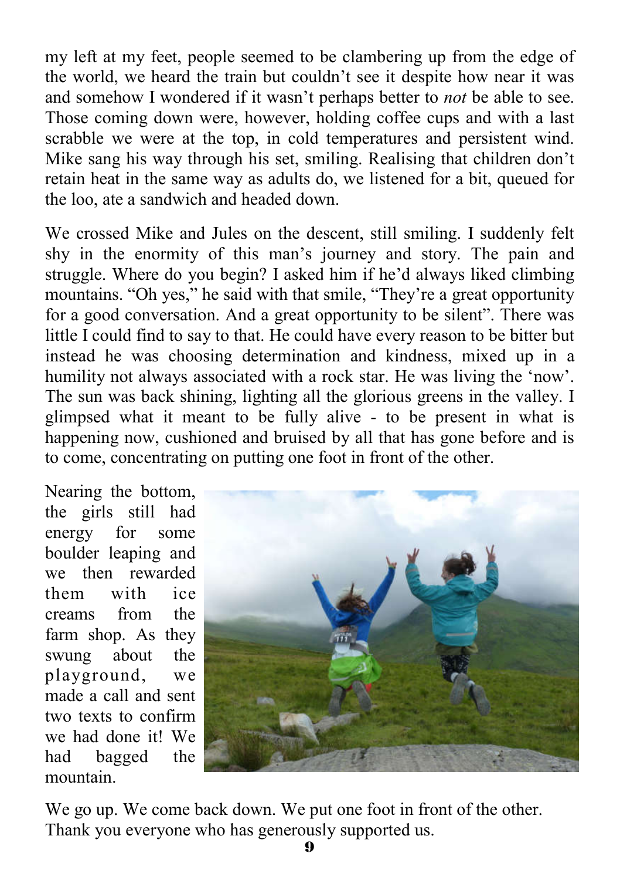my left at my feet, people seemed to be clambering up from the edge of the world, we heard the train but couldn't see it despite how near it was and somehow I wondered if it wasn't perhaps better to *not* be able to see. Those coming down were, however, holding coffee cups and with a last scrabble we were at the top, in cold temperatures and persistent wind. Mike sang his way through his set, smiling. Realising that children don't retain heat in the same way as adults do, we listened for a bit, queued for the loo, ate a sandwich and headed down.

We crossed Mike and Jules on the descent, still smiling. I suddenly felt shy in the enormity of this man's journey and story. The pain and struggle. Where do you begin? I asked him if he'd always liked climbing mountains. "Oh yes," he said with that smile, "They're a great opportunity for a good conversation. And a great opportunity to be silent". There was little I could find to say to that. He could have every reason to be bitter but instead he was choosing determination and kindness, mixed up in a humility not always associated with a rock star. He was living the 'now'. The sun was back shining, lighting all the glorious greens in the valley. I glimpsed what it meant to be fully alive - to be present in what is happening now, cushioned and bruised by all that has gone before and is to come, concentrating on putting one foot in front of the other.

Nearing the bottom, the girls still had energy for some boulder leaping and we then rewarded them with ice creams from the farm shop. As they swung about the playground, we made a call and sent two texts to confirm we had done it! We had bagged the mountain.

We go up. We come back down. We put one foot in front of the other. Thank you everyone who has generously supported us.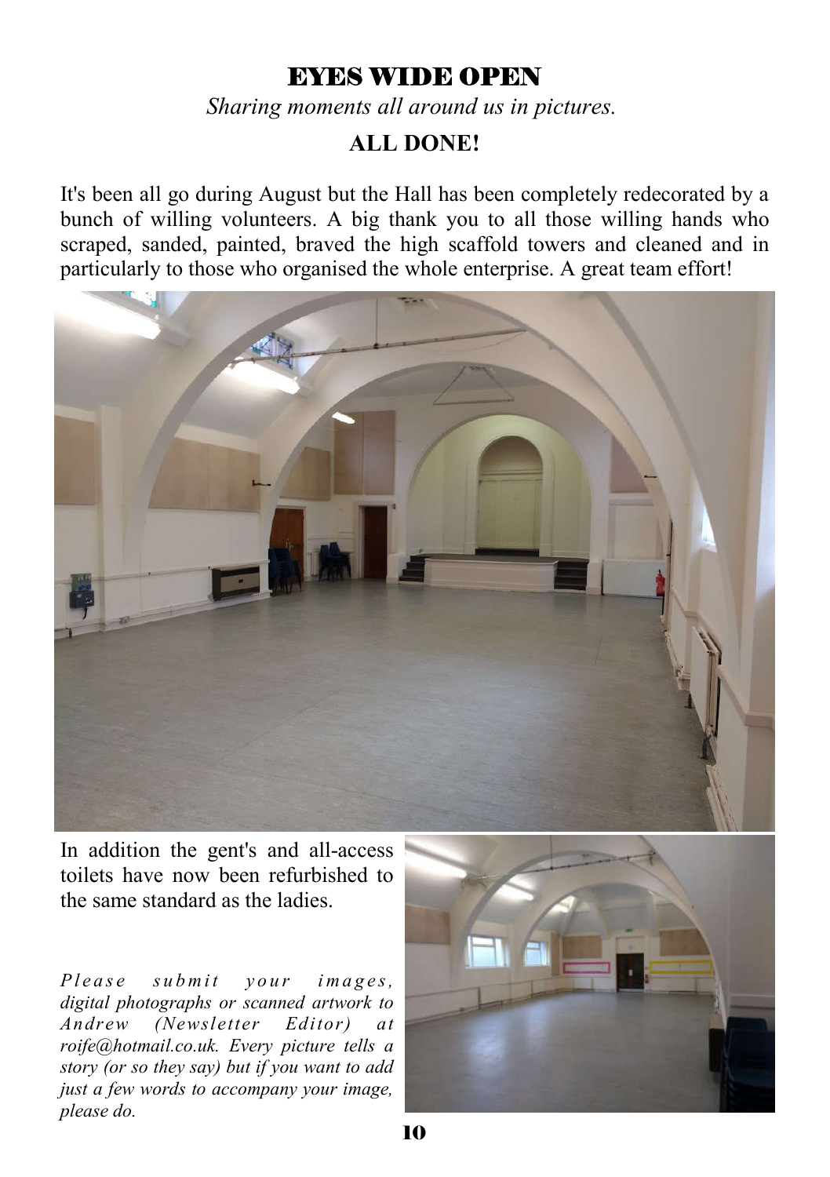# EYES WIDE OPEN

*Sharing moments all around us in pictures.*

## ALL DONE!

It's been all go during August but the Hall has been completely redecorated by a bunch of willing volunteers. A big thank you to all those willing hands who scraped, sanded, painted, braved the high scaffold towers and cleaned and in particularly to those who organised the whole enterprise. A great team effort!

In addition the gent's and all-access toilets have now been refurbished to the same standard as the ladies.

*Please submit your images, digital photographs or scanned artwork to Andrew (Newsletter Editor) at roife@hotmail.co.uk. Every picture tells a story (or so they say) but if you want to add just a few words to accompany your image, please do.*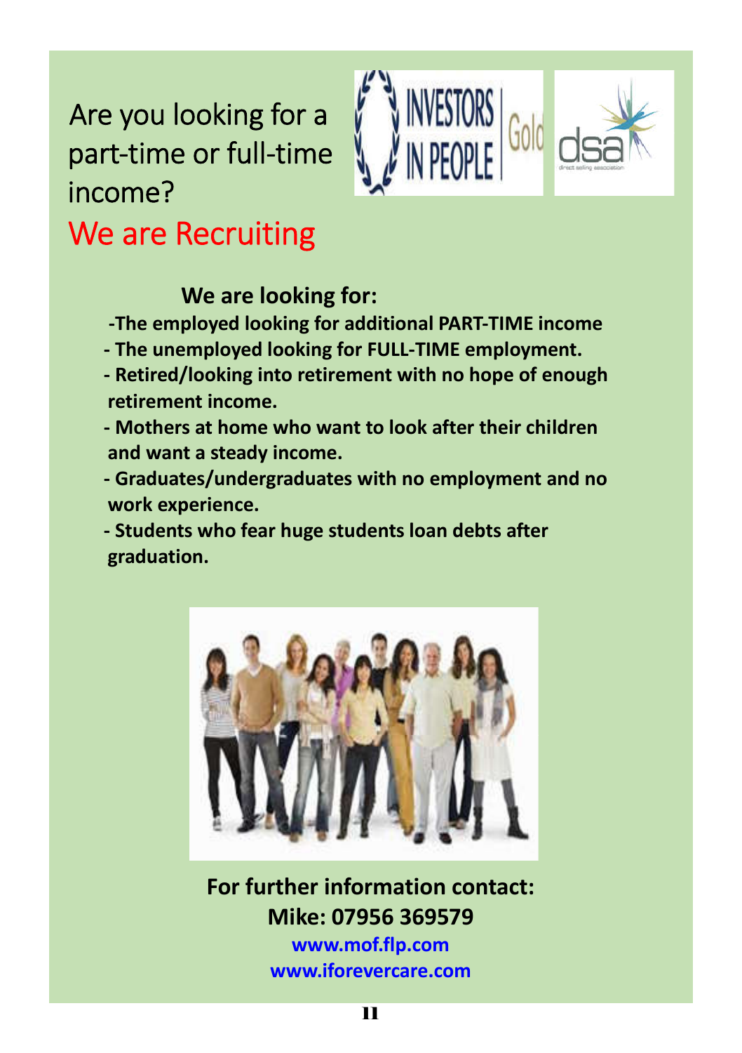# Are you looking for a part-time or full-time income?

## We are Recruiting

**We are looking for:**

- **The employed looking for additional PART-TIME income**
- **The unemployed looking for FULL-TIME employment.**
- **Retired/looking into retirement with no hope of enough retirement income.**
- **Mothers at home who want to look after their children and want a steady income.**
- **Graduates/undergraduates with no employment and no work experience.**
- **Students who fear huge students loan debts after graduation.**

**For further information contact:**
**Mike: 07956 369579**
**www.mof.flp.com**
**www.iforevercare.com**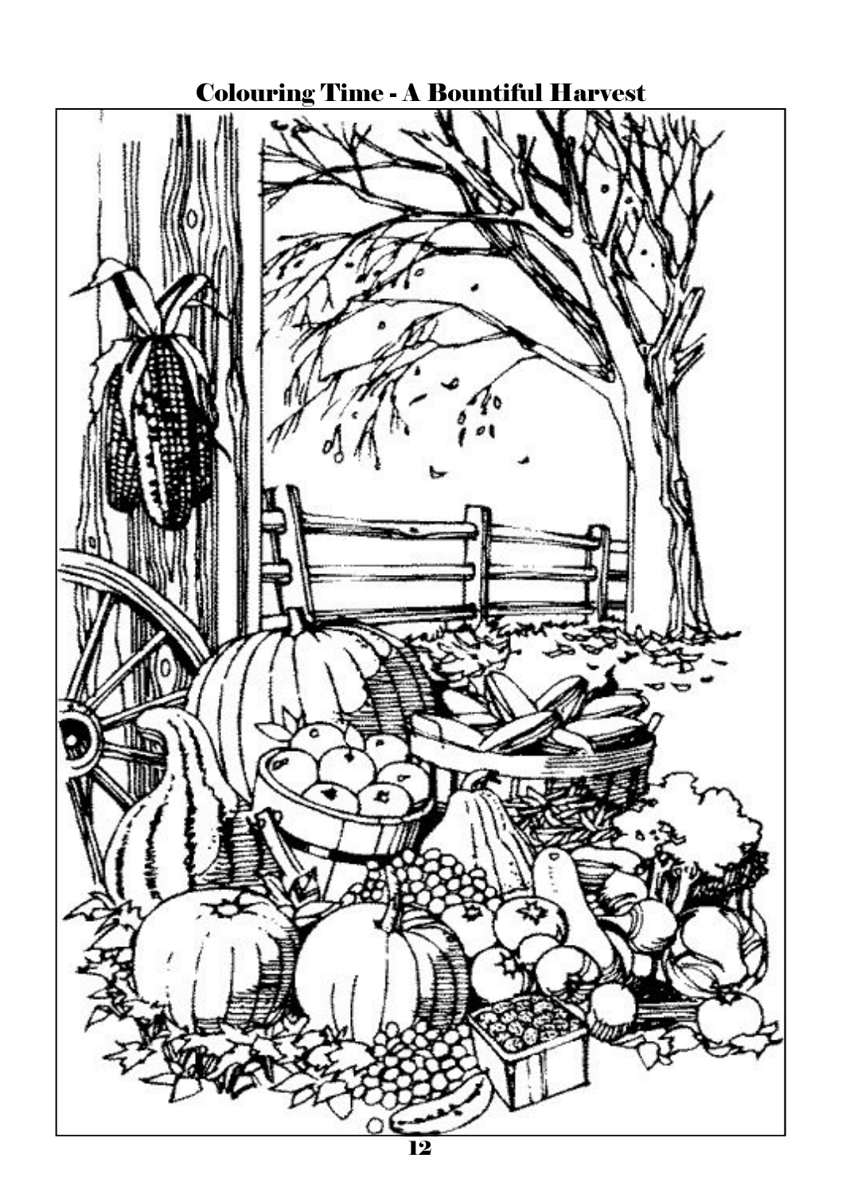# Colouring Time - A Bountiful Harvest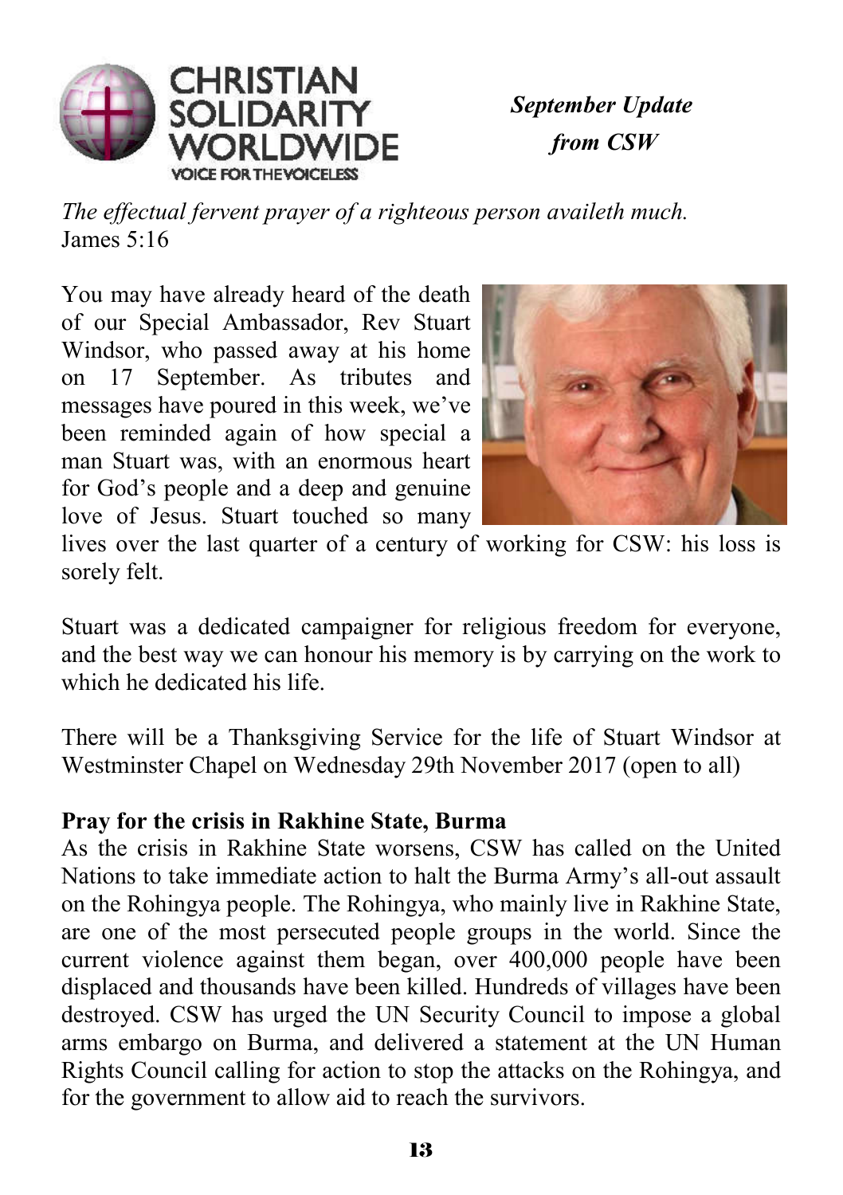CHRISTIAN SOLIDARITY WORLDWIDE
VOICE FOR THE VOICELESS

***September Update from CSW***

*The effectual fervent prayer of a righteous person availeth much.*
James 5:16

You may have already heard of the death of our Special Ambassador, Rev Stuart Windsor, who passed away at his home on 17 September. As tributes and messages have poured in this week, we've been reminded again of how special a man Stuart was, with an enormous heart for God's people and a deep and genuine love of Jesus. Stuart touched so many lives over the last quarter of a century of working for CSW: his loss is sorely felt.

Stuart was a dedicated campaigner for religious freedom for everyone, and the best way we can honour his memory is by carrying on the work to which he dedicated his life.

There will be a Thanksgiving Service for the life of Stuart Windsor at Westminster Chapel on Wednesday 29th November 2017 (open to all)

**Pray for the crisis in Rakhine State, Burma**

As the crisis in Rakhine State worsens, CSW has called on the United Nations to take immediate action to halt the Burma Army's all-out assault on the Rohingya people. The Rohingya, who mainly live in Rakhine State, are one of the most persecuted people groups in the world. Since the current violence against them began, over 400,000 people have been displaced and thousands have been killed. Hundreds of villages have been destroyed. CSW has urged the UN Security Council to impose a global arms embargo on Burma, and delivered a statement at the UN Human Rights Council calling for action to stop the attacks on the Rohingya, and for the government to allow aid to reach the survivors.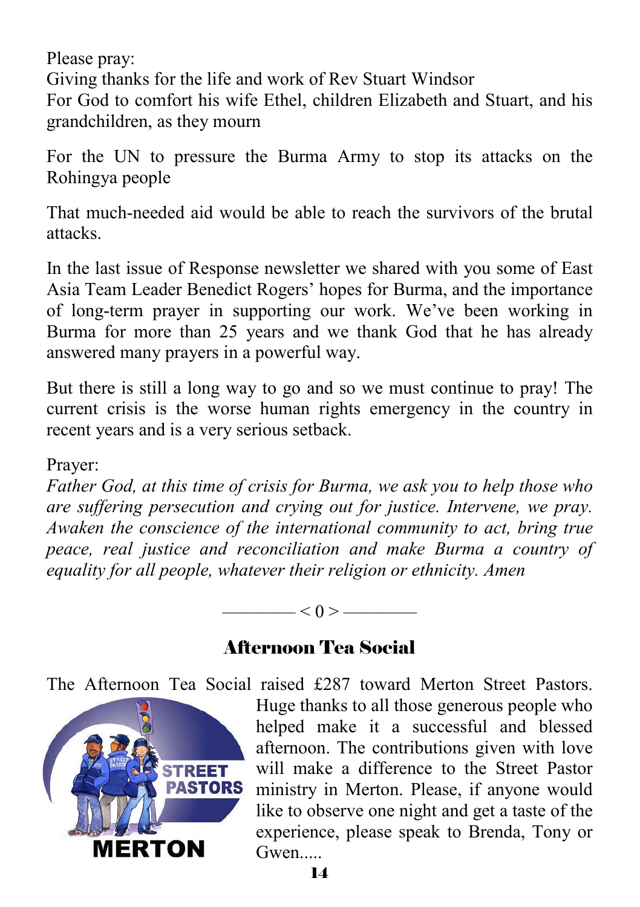Please pray:
Giving thanks for the life and work of Rev Stuart Windsor
For God to comfort his wife Ethel, children Elizabeth and Stuart, and his grandchildren, as they mourn

For the UN to pressure the Burma Army to stop its attacks on the Rohingya people

That much-needed aid would be able to reach the survivors of the brutal attacks.

In the last issue of Response newsletter we shared with you some of East Asia Team Leader Benedict Rogers' hopes for Burma, and the importance of long-term prayer in supporting our work. We've been working in Burma for more than 25 years and we thank God that he has already answered many prayers in a powerful way.

But there is still a long way to go and so we must continue to pray! The current crisis is the worse human rights emergency in the country in recent years and is a very serious setback.

Prayer:
*Father God, at this time of crisis for Burma, we ask you to help those who are suffering persecution and crying out for justice. Intervene, we pray. Awaken the conscience of the international community to act, bring true peace, real justice and reconciliation and make Burma a country of equality for all people, whatever their religion or ethnicity. Amen*

———— < 0 > ————

## Afternoon Tea Social

The Afternoon Tea Social raised £287 toward Merton Street Pastors. Huge thanks to all those generous people who helped make it a successful and blessed afternoon. The contributions given with love will make a difference to the Street Pastor ministry in Merton. Please, if anyone would like to observe one night and get a taste of the experience, please speak to Brenda, Tony or Gwen.....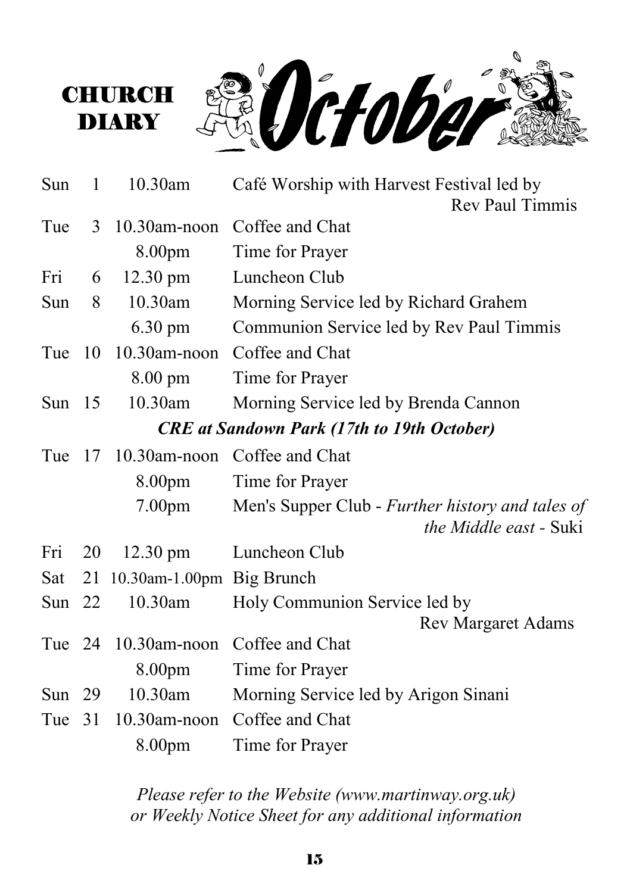# CHURCH DIARY October

| | | | |
|---|---|---|---|
| Sun | 1 | 10.30am | Café Worship with Harvest Festival led by Rev Paul Timmis |
| Tue | 3 | 10.30am-noon | Coffee and Chat |
| | | 8.00pm | Time for Prayer |
| Fri | 6 | 12.30 pm | Luncheon Club |
| Sun | 8 | 10.30am | Morning Service led by Richard Grahem |
| | | 6.30 pm | Communion Service led by Rev Paul Timmis |
| Tue | 10 | 10.30am-noon | Coffee and Chat |
| | | 8.00 pm | Time for Prayer |
| Sun | 15 | 10.30am | Morning Service led by Brenda Cannon |
| | | | ***CRE at Sandown Park (17th to 19th October)*** |
| Tue | 17 | 10.30am-noon | Coffee and Chat |
| | | 8.00pm | Time for Prayer |
| | | 7.00pm | Men's Supper Club - *Further history and tales of the Middle east* - Suki |
| Fri | 20 | 12.30 pm | Luncheon Club |
| Sat | 21 | 10.30am-1.00pm | Big Brunch |
| Sun | 22 | 10.30am | Holy Communion Service led by Rev Margaret Adams |
| Tue | 24 | 10.30am-noon | Coffee and Chat |
| | | 8.00pm | Time for Prayer |
| Sun | 29 | 10.30am | Morning Service led by Arigon Sinani |
| Tue | 31 | 10.30am-noon | Coffee and Chat |
| | | 8.00pm | Time for Prayer |

*Please refer to the Website (www.martinway.org.uk) or Weekly Notice Sheet for any additional information*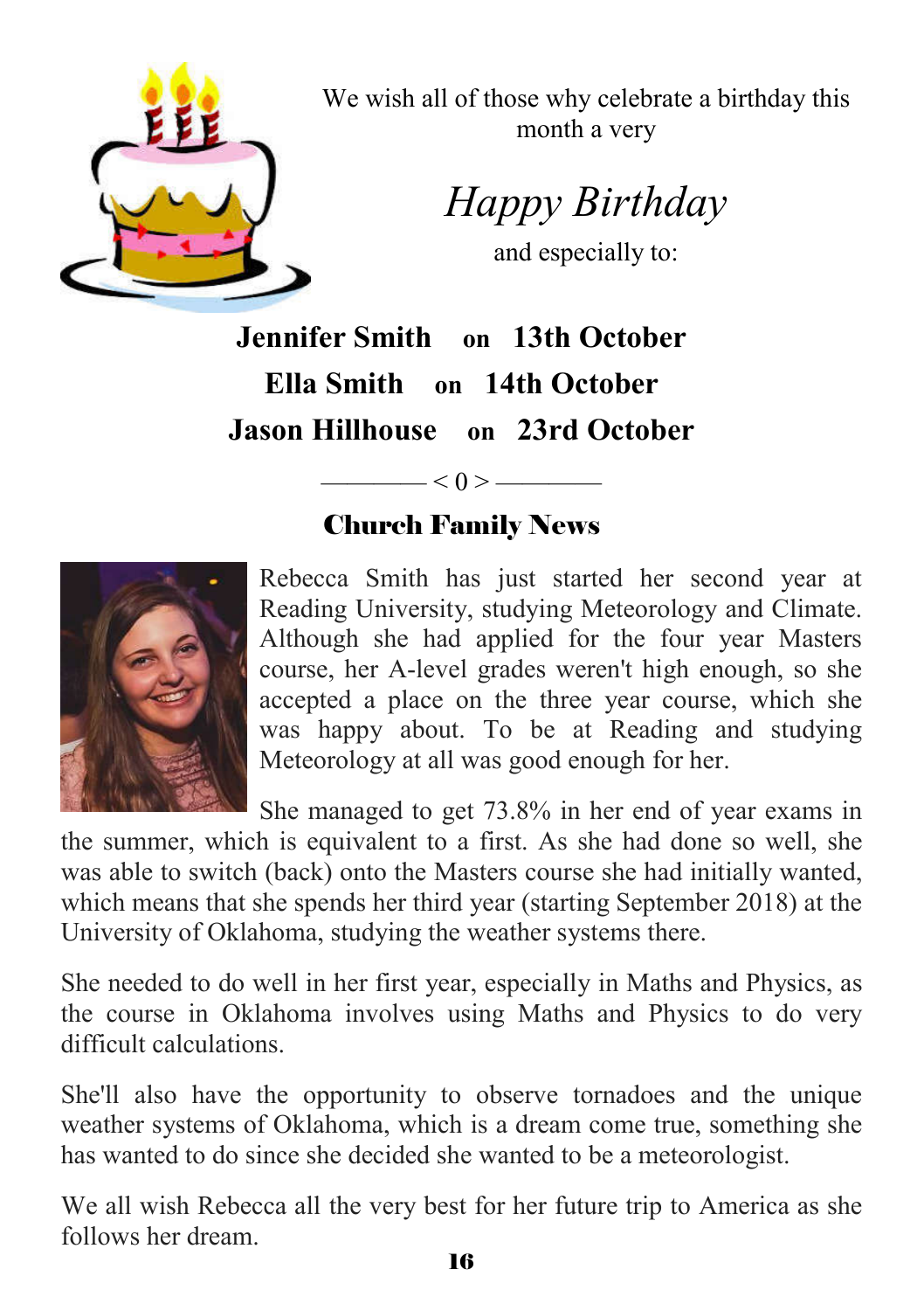We wish all of those why celebrate a birthday this month a very

*Happy Birthday*

and especially to:

**Jennifer Smith on 13th October**

**Ella Smith on 14th October**

**Jason Hillhouse on 23rd October**

———— < 0 > ————

## Church Family News

Rebecca Smith has just started her second year at Reading University, studying Meteorology and Climate. Although she had applied for the four year Masters course, her A-level grades weren't high enough, so she accepted a place on the three year course, which she was happy about. To be at Reading and studying Meteorology at all was good enough for her.

She managed to get 73.8% in her end of year exams in the summer, which is equivalent to a first. As she had done so well, she was able to switch (back) onto the Masters course she had initially wanted, which means that she spends her third year (starting September 2018) at the University of Oklahoma, studying the weather systems there.

She needed to do well in her first year, especially in Maths and Physics, as the course in Oklahoma involves using Maths and Physics to do very difficult calculations.

She'll also have the opportunity to observe tornadoes and the unique weather systems of Oklahoma, which is a dream come true, something she has wanted to do since she decided she wanted to be a meteorologist.

We all wish Rebecca all the very best for her future trip to America as she follows her dream.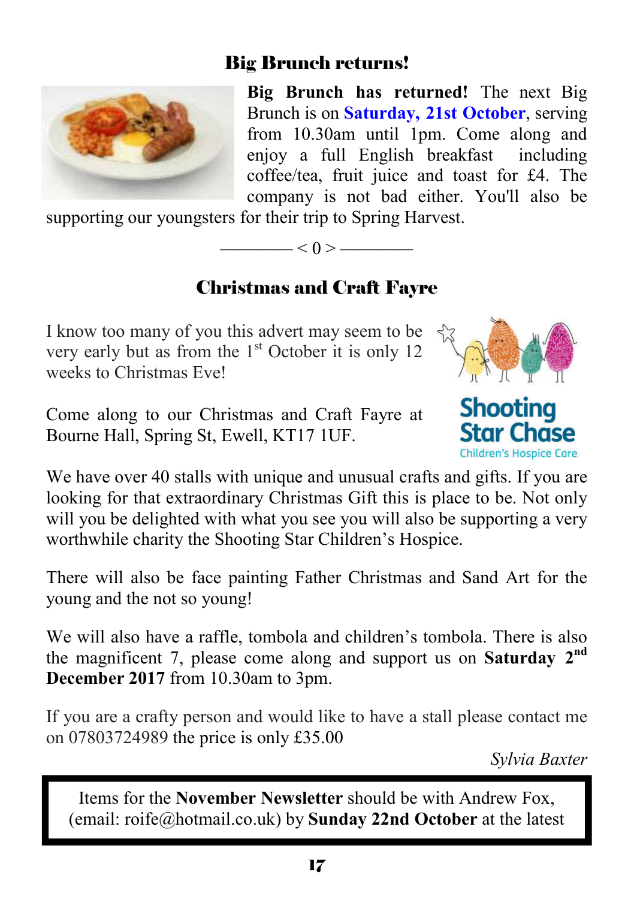## Big Brunch returns!

**Big Brunch has returned!** The next Big Brunch is on **Saturday, 21st October**, serving from 10.30am until 1pm. Come along and enjoy a full English breakfast including coffee/tea, fruit juice and toast for £4. The company is not bad either. You'll also be supporting our youngsters for their trip to Spring Harvest.

———— < 0 > ————

## Christmas and Craft Fayre

I know too many of you this advert may seem to be very early but as from the 1st October it is only 12 weeks to Christmas Eve!

Come along to our Christmas and Craft Fayre at Bourne Hall, Spring St, Ewell, KT17 1UF.

Shooting Star Chase
Children's Hospice Care

We have over 40 stalls with unique and unusual crafts and gifts. If you are looking for that extraordinary Christmas Gift this is place to be. Not only will you be delighted with what you see you will also be supporting a very worthwhile charity the Shooting Star Children's Hospice.

There will also be face painting Father Christmas and Sand Art for the young and the not so young!

We will also have a raffle, tombola and children's tombola. There is also the magnificent 7, please come along and support us on **Saturday 2nd December 2017** from 10.30am to 3pm.

If you are a crafty person and would like to have a stall please contact me on 07803724989 the price is only £35.00

*Sylvia Baxter*

---

Items for the **November Newsletter** should be with Andrew Fox, (email: roife@hotmail.co.uk) by **Sunday 22nd October** at the latest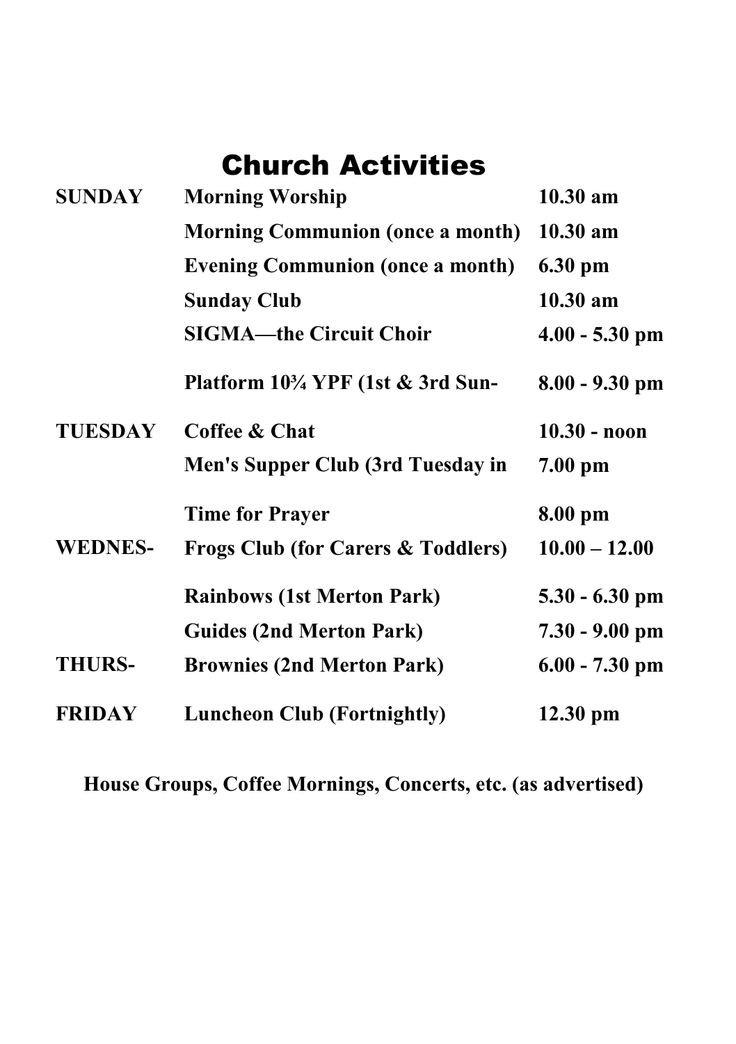# Church Activities

| | | |
|---|---|---|
| **SUNDAY** | **Morning Worship** | **10.30 am** |
| | **Morning Communion (once a month)** | **10.30 am** |
| | **Evening Communion (once a month)** | **6.30 pm** |
| | **Sunday Club** | **10.30 am** |
| | **SIGMA—the Circuit Choir** | **4.00 - 5.30 pm** |
| | **Platform 10¾ YPF (1st & 3rd Sun-** | **8.00 - 9.30 pm** |
| **TUESDAY** | **Coffee & Chat** | **10.30 - noon** |
| | **Men's Supper Club (3rd Tuesday in** | **7.00 pm** |
| | **Time for Prayer** | **8.00 pm** |
| **WEDNES-** | **Frogs Club (for Carers & Toddlers)** | **10.00 – 12.00** |
| | **Rainbows (1st Merton Park)** | **5.30 - 6.30 pm** |
| | **Guides (2nd Merton Park)** | **7.30 - 9.00 pm** |
| **THURS-** | **Brownies (2nd Merton Park)** | **6.00 - 7.30 pm** |
| **FRIDAY** | **Luncheon Club (Fortnightly)** | **12.30 pm** |

**House Groups, Coffee Mornings, Concerts, etc. (as advertised)**